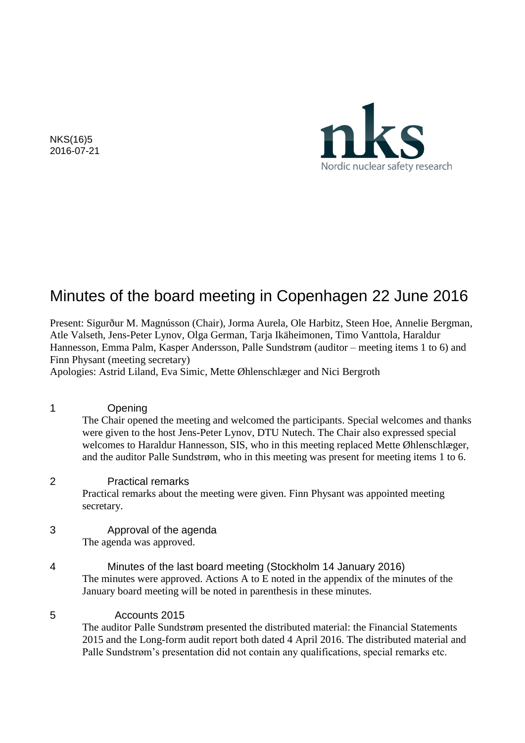NKS(16)5
2016-07-21

nks
Nordic nuclear safety research

# Minutes of the board meeting in Copenhagen 22 June 2016

Present: Sigurður M. Magnússon (Chair), Jorma Aurela, Ole Harbitz, Steen Hoe, Annelie Bergman, Atle Valseth, Jens-Peter Lynov, Olga German, Tarja Ikäheimonen, Timo Vanttola, Haraldur Hannesson, Emma Palm, Kasper Andersson, Palle Sundstrøm (auditor – meeting items 1 to 6) and Finn Physant (meeting secretary)
Apologies: Astrid Liland, Eva Simic, Mette Øhlenschlæger and Nici Bergroth

## 1 Opening

The Chair opened the meeting and welcomed the participants. Special welcomes and thanks were given to the host Jens-Peter Lynov, DTU Nutech. The Chair also expressed special welcomes to Haraldur Hannesson, SIS, who in this meeting replaced Mette Øhlenschlæger, and the auditor Palle Sundstrøm, who in this meeting was present for meeting items 1 to 6.

## 2 Practical remarks

Practical remarks about the meeting were given. Finn Physant was appointed meeting secretary.

## 3 Approval of the agenda

The agenda was approved.

## 4 Minutes of the last board meeting (Stockholm 14 January 2016)

The minutes were approved. Actions A to E noted in the appendix of the minutes of the January board meeting will be noted in parenthesis in these minutes.

## 5 Accounts 2015

The auditor Palle Sundstrøm presented the distributed material: the Financial Statements 2015 and the Long-form audit report both dated 4 April 2016. The distributed material and Palle Sundstrøm's presentation did not contain any qualifications, special remarks etc.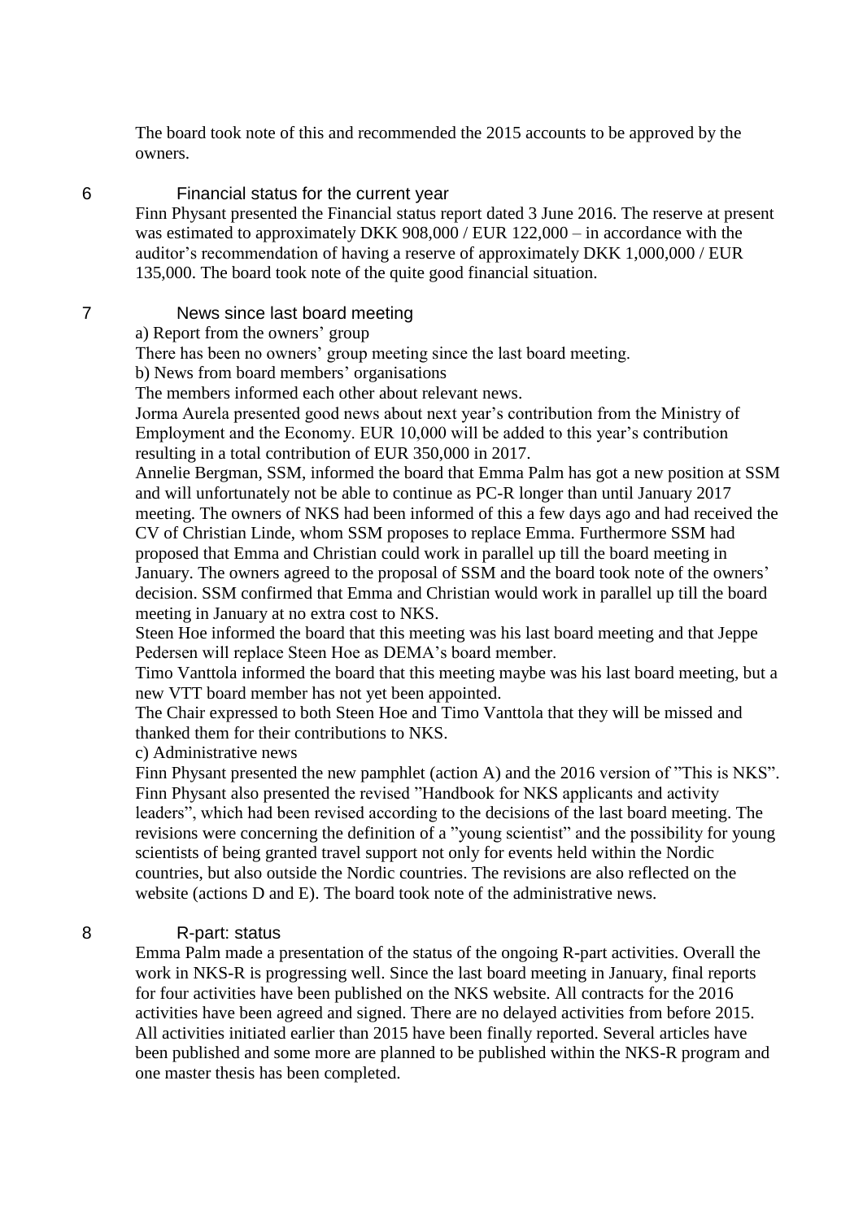The board took note of this and recommended the 2015 accounts to be approved by the owners.

## 6 Financial status for the current year

Finn Physant presented the Financial status report dated 3 June 2016. The reserve at present was estimated to approximately DKK 908,000 / EUR 122,000 – in accordance with the auditor's recommendation of having a reserve of approximately DKK 1,000,000 / EUR 135,000. The board took note of the quite good financial situation.

## 7 News since last board meeting

a) Report from the owners' group

There has been no owners' group meeting since the last board meeting.

b) News from board members' organisations

The members informed each other about relevant news.

Jorma Aurela presented good news about next year's contribution from the Ministry of Employment and the Economy. EUR 10,000 will be added to this year's contribution resulting in a total contribution of EUR 350,000 in 2017.

Annelie Bergman, SSM, informed the board that Emma Palm has got a new position at SSM and will unfortunately not be able to continue as PC-R longer than until January 2017 meeting. The owners of NKS had been informed of this a few days ago and had received the CV of Christian Linde, whom SSM proposes to replace Emma. Furthermore SSM had proposed that Emma and Christian could work in parallel up till the board meeting in January. The owners agreed to the proposal of SSM and the board took note of the owners' decision. SSM confirmed that Emma and Christian would work in parallel up till the board meeting in January at no extra cost to NKS.

Steen Hoe informed the board that this meeting was his last board meeting and that Jeppe Pedersen will replace Steen Hoe as DEMA's board member.

Timo Vanttola informed the board that this meeting maybe was his last board meeting, but a new VTT board member has not yet been appointed.

The Chair expressed to both Steen Hoe and Timo Vanttola that they will be missed and thanked them for their contributions to NKS.

c) Administrative news

Finn Physant presented the new pamphlet (action A) and the 2016 version of "This is NKS". Finn Physant also presented the revised "Handbook for NKS applicants and activity leaders", which had been revised according to the decisions of the last board meeting. The revisions were concerning the definition of a "young scientist" and the possibility for young scientists of being granted travel support not only for events held within the Nordic countries, but also outside the Nordic countries. The revisions are also reflected on the website (actions D and E). The board took note of the administrative news.

## 8 R-part: status

Emma Palm made a presentation of the status of the ongoing R-part activities. Overall the work in NKS-R is progressing well. Since the last board meeting in January, final reports for four activities have been published on the NKS website. All contracts for the 2016 activities have been agreed and signed. There are no delayed activities from before 2015. All activities initiated earlier than 2015 have been finally reported. Several articles have been published and some more are planned to be published within the NKS-R program and one master thesis has been completed.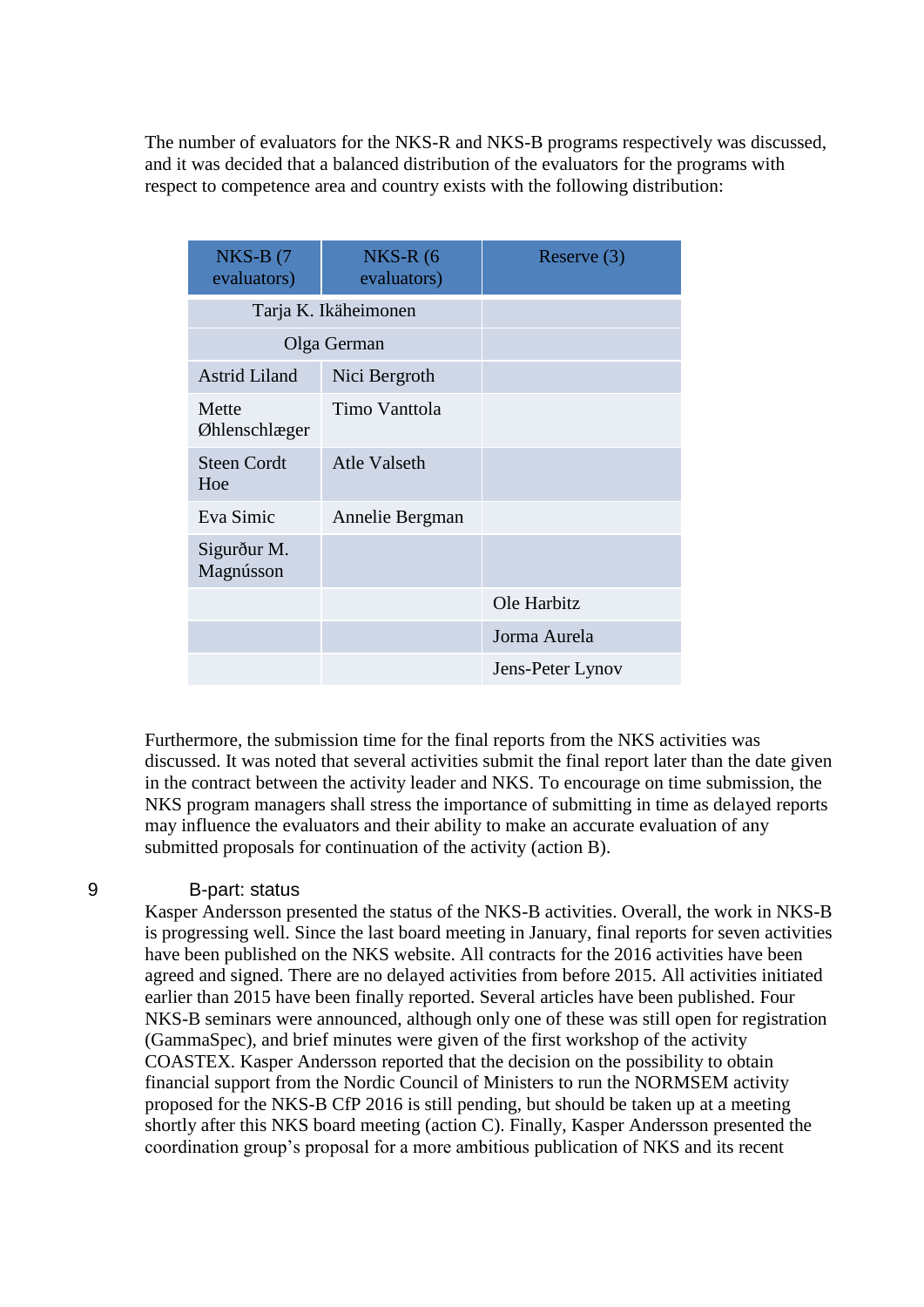The number of evaluators for the NKS-R and NKS-B programs respectively was discussed, and it was decided that a balanced distribution of the evaluators for the programs with respect to competence area and country exists with the following distribution:

| NKS-B (7 evaluators) | NKS-R (6 evaluators) | Reserve (3) |
|---|---|---|
| Tarja K. Ikäheimonen | | |
| Olga German | | |
| Astrid Liland | Nici Bergroth | |
| Mette Øhlenschlæger | Timo Vanttola | |
| Steen Cordt Hoe | Atle Valseth | |
| Eva Simic | Annelie Bergman | |
| Sigurður M. Magnússon | | |
| | | Ole Harbitz |
| | | Jorma Aurela |
| | | Jens-Peter Lynov |

Furthermore, the submission time for the final reports from the NKS activities was discussed. It was noted that several activities submit the final report later than the date given in the contract between the activity leader and NKS. To encourage on time submission, the NKS program managers shall stress the importance of submitting in time as delayed reports may influence the evaluators and their ability to make an accurate evaluation of any submitted proposals for continuation of the activity (action B).

## 9 B-part: status

Kasper Andersson presented the status of the NKS-B activities. Overall, the work in NKS-B is progressing well. Since the last board meeting in January, final reports for seven activities have been published on the NKS website. All contracts for the 2016 activities have been agreed and signed. There are no delayed activities from before 2015. All activities initiated earlier than 2015 have been finally reported. Several articles have been published. Four NKS-B seminars were announced, although only one of these was still open for registration (GammaSpec), and brief minutes were given of the first workshop of the activity COASTEX. Kasper Andersson reported that the decision on the possibility to obtain financial support from the Nordic Council of Ministers to run the NORMSEM activity proposed for the NKS-B CfP 2016 is still pending, but should be taken up at a meeting shortly after this NKS board meeting (action C). Finally, Kasper Andersson presented the coordination group's proposal for a more ambitious publication of NKS and its recent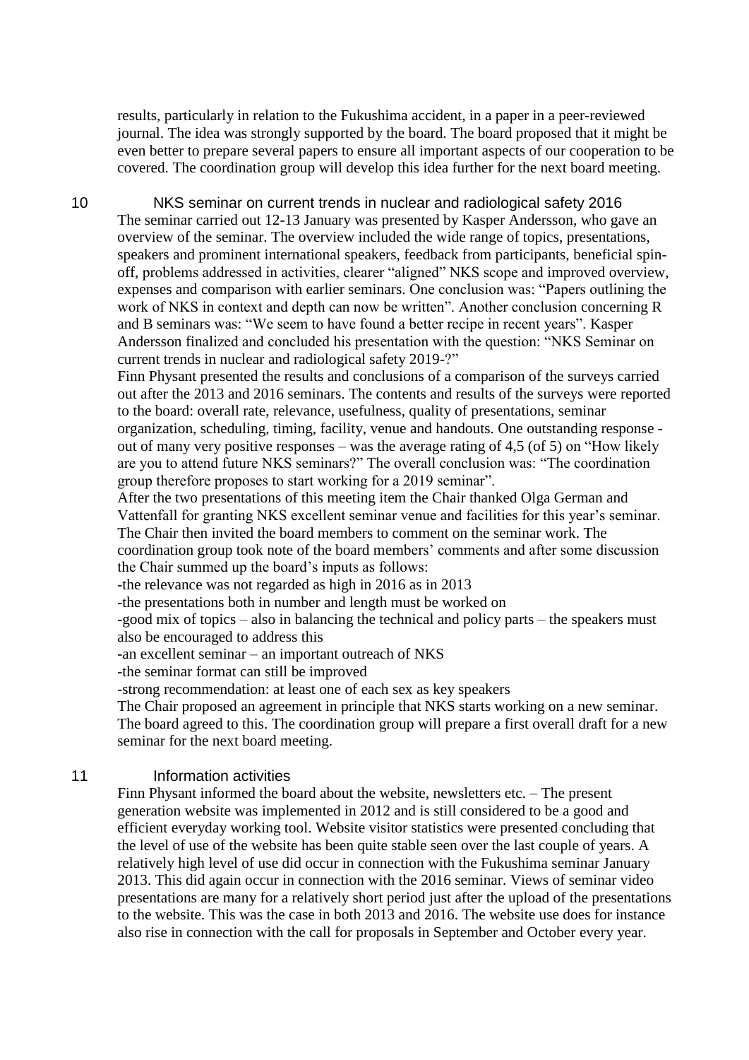results, particularly in relation to the Fukushima accident, in a paper in a peer-reviewed journal. The idea was strongly supported by the board. The board proposed that it might be even better to prepare several papers to ensure all important aspects of our cooperation to be covered. The coordination group will develop this idea further for the next board meeting.

## 10 NKS seminar on current trends in nuclear and radiological safety 2016

The seminar carried out 12-13 January was presented by Kasper Andersson, who gave an overview of the seminar. The overview included the wide range of topics, presentations, speakers and prominent international speakers, feedback from participants, beneficial spin-off, problems addressed in activities, clearer "aligned" NKS scope and improved overview, expenses and comparison with earlier seminars. One conclusion was: "Papers outlining the work of NKS in context and depth can now be written". Another conclusion concerning R and B seminars was: "We seem to have found a better recipe in recent years". Kasper Andersson finalized and concluded his presentation with the question: "NKS Seminar on current trends in nuclear and radiological safety 2019-?"

Finn Physant presented the results and conclusions of a comparison of the surveys carried out after the 2013 and 2016 seminars. The contents and results of the surveys were reported to the board: overall rate, relevance, usefulness, quality of presentations, seminar organization, scheduling, timing, facility, venue and handouts. One outstanding response - out of many very positive responses – was the average rating of 4,5 (of 5) on "How likely are you to attend future NKS seminars?" The overall conclusion was: "The coordination group therefore proposes to start working for a 2019 seminar".

After the two presentations of this meeting item the Chair thanked Olga German and Vattenfall for granting NKS excellent seminar venue and facilities for this year's seminar. The Chair then invited the board members to comment on the seminar work. The coordination group took note of the board members' comments and after some discussion the Chair summed up the board's inputs as follows:

-the relevance was not regarded as high in 2016 as in 2013

-the presentations both in number and length must be worked on

-good mix of topics – also in balancing the technical and policy parts – the speakers must also be encouraged to address this

-an excellent seminar – an important outreach of NKS

-the seminar format can still be improved

-strong recommendation: at least one of each sex as key speakers

The Chair proposed an agreement in principle that NKS starts working on a new seminar. The board agreed to this. The coordination group will prepare a first overall draft for a new seminar for the next board meeting.

## 11 Information activities

Finn Physant informed the board about the website, newsletters etc. – The present generation website was implemented in 2012 and is still considered to be a good and efficient everyday working tool. Website visitor statistics were presented concluding that the level of use of the website has been quite stable seen over the last couple of years. A relatively high level of use did occur in connection with the Fukushima seminar January 2013. This did again occur in connection with the 2016 seminar. Views of seminar video presentations are many for a relatively short period just after the upload of the presentations to the website. This was the case in both 2013 and 2016. The website use does for instance also rise in connection with the call for proposals in September and October every year.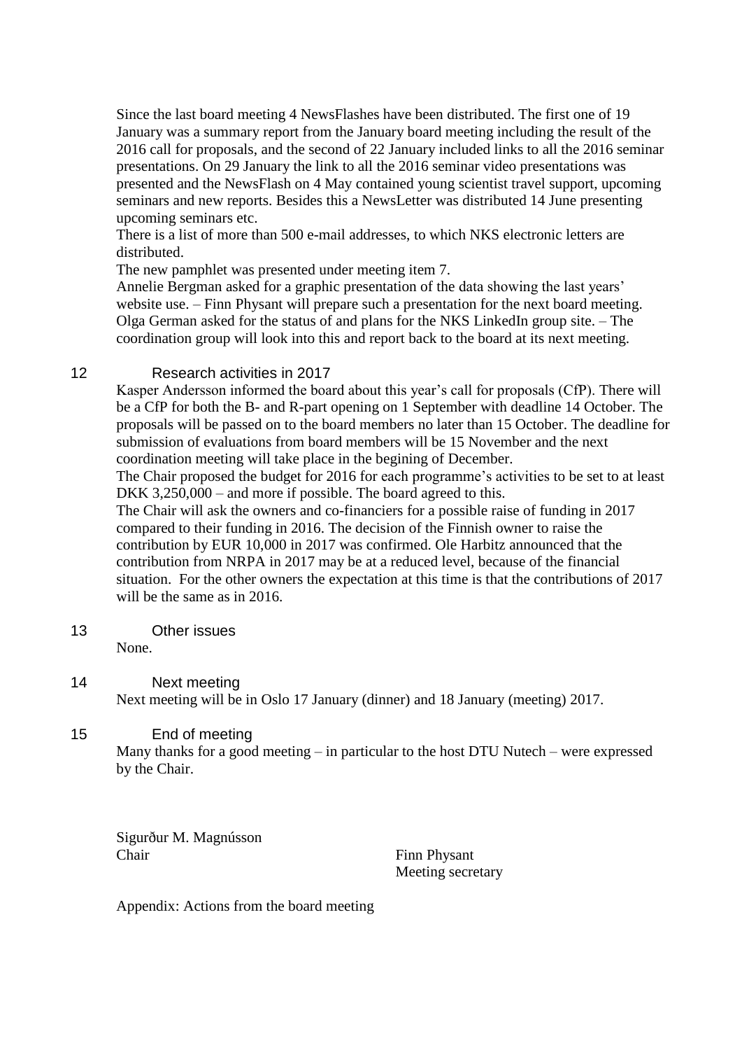Since the last board meeting 4 NewsFlashes have been distributed. The first one of 19 January was a summary report from the January board meeting including the result of the 2016 call for proposals, and the second of 22 January included links to all the 2016 seminar presentations. On 29 January the link to all the 2016 seminar video presentations was presented and the NewsFlash on 4 May contained young scientist travel support, upcoming seminars and new reports. Besides this a NewsLetter was distributed 14 June presenting upcoming seminars etc.
There is a list of more than 500 e-mail addresses, to which NKS electronic letters are distributed.
The new pamphlet was presented under meeting item 7.
Annelie Bergman asked for a graphic presentation of the data showing the last years' website use. – Finn Physant will prepare such a presentation for the next board meeting.
Olga German asked for the status of and plans for the NKS LinkedIn group site. – The coordination group will look into this and report back to the board at its next meeting.

## 12 Research activities in 2017

Kasper Andersson informed the board about this year's call for proposals (CfP). There will be a CfP for both the B- and R-part opening on 1 September with deadline 14 October. The proposals will be passed on to the board members no later than 15 October. The deadline for submission of evaluations from board members will be 15 November and the next coordination meeting will take place in the begining of December.
The Chair proposed the budget for 2016 for each programme's activities to be set to at least DKK 3,250,000 – and more if possible. The board agreed to this.
The Chair will ask the owners and co-financiers for a possible raise of funding in 2017 compared to their funding in 2016. The decision of the Finnish owner to raise the contribution by EUR 10,000 in 2017 was confirmed. Ole Harbitz announced that the contribution from NRPA in 2017 may be at a reduced level, because of the financial situation. For the other owners the expectation at this time is that the contributions of 2017 will be the same as in 2016.

## 13 Other issues

None.

## 14 Next meeting

Next meeting will be in Oslo 17 January (dinner) and 18 January (meeting) 2017.

## 15 End of meeting

Many thanks for a good meeting – in particular to the host DTU Nutech – were expressed by the Chair.

Sigurður M. Magnússon
Chair

Finn Physant
Meeting secretary

Appendix: Actions from the board meeting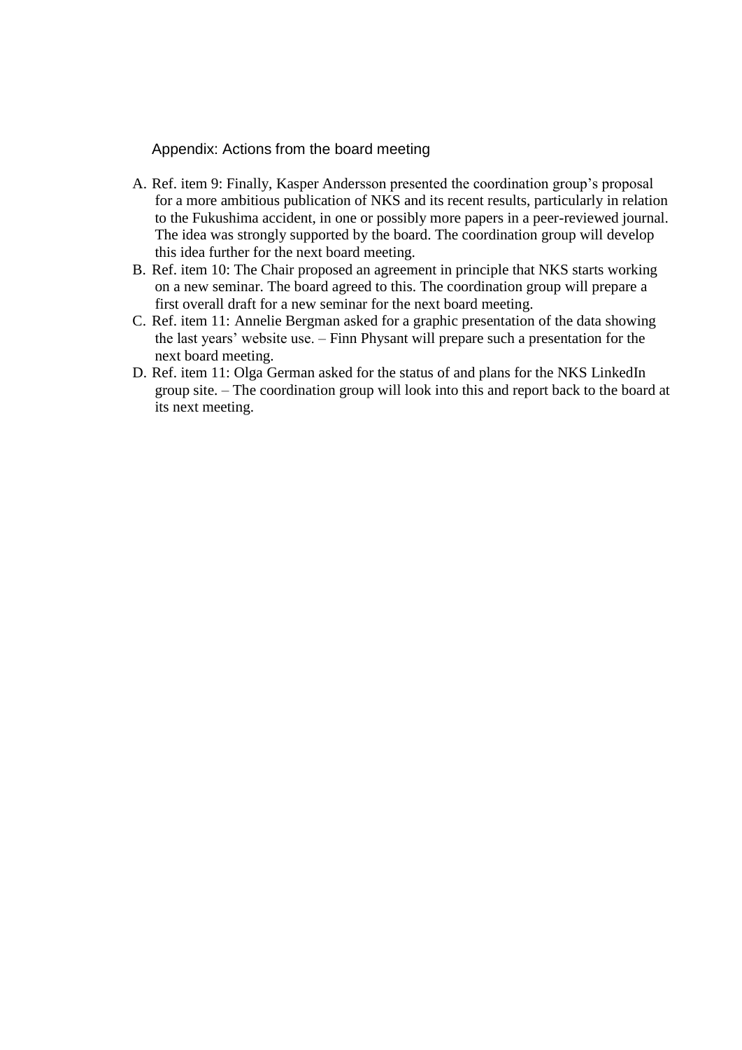## Appendix: Actions from the board meeting

A. Ref. item 9: Finally, Kasper Andersson presented the coordination group's proposal for a more ambitious publication of NKS and its recent results, particularly in relation to the Fukushima accident, in one or possibly more papers in a peer-reviewed journal. The idea was strongly supported by the board. The coordination group will develop this idea further for the next board meeting.

B. Ref. item 10: The Chair proposed an agreement in principle that NKS starts working on a new seminar. The board agreed to this. The coordination group will prepare a first overall draft for a new seminar for the next board meeting.

C. Ref. item 11: Annelie Bergman asked for a graphic presentation of the data showing the last years' website use. – Finn Physant will prepare such a presentation for the next board meeting.

D. Ref. item 11: Olga German asked for the status of and plans for the NKS LinkedIn group site. – The coordination group will look into this and report back to the board at its next meeting.